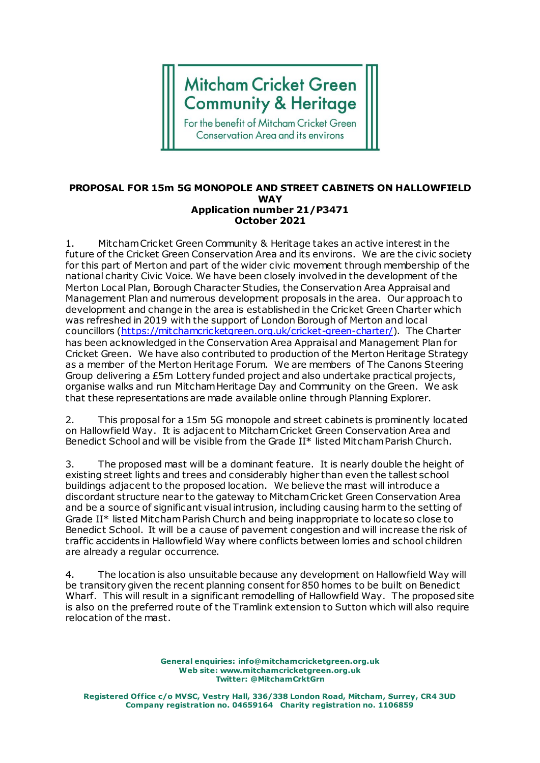Mitcham Cricket Green
Community & Heritage

For the benefit of Mitcham Cricket Green Conservation Area and its environs

# PROPOSAL FOR 15m 5G MONOPOLE AND STREET CABINETS ON HALLOWFIELD WAY

**Application number 21/P3471**
**October 2021**

1. Mitcham Cricket Green Community & Heritage takes an active interest in the future of the Cricket Green Conservation Area and its environs. We are the civic society for this part of Merton and part of the wider civic movement through membership of the national charity Civic Voice. We have been closely involved in the development of the Merton Local Plan, Borough Character Studies, the Conservation Area Appraisal and Management Plan and numerous development proposals in the area. Our approach to development and change in the area is established in the Cricket Green Charter which was refreshed in 2019 with the support of London Borough of Merton and local councillors (https://mitchamcricketgreen.org.uk/cricket-green-charter/). The Charter has been acknowledged in the Conservation Area Appraisal and Management Plan for Cricket Green. We have also contributed to production of the Merton Heritage Strategy as a member of the Merton Heritage Forum. We are members of The Canons Steering Group delivering a £5m Lottery funded project and also undertake practical projects, organise walks and run Mitcham Heritage Day and Community on the Green. We ask that these representations are made available online through Planning Explorer.

2. This proposal for a 15m 5G monopole and street cabinets is prominently located on Hallowfield Way. It is adjacent to Mitcham Cricket Green Conservation Area and Benedict School and will be visible from the Grade II* listed Mitcham Parish Church.

3. The proposed mast will be a dominant feature. It is nearly double the height of existing street lights and trees and considerably higher than even the tallest school buildings adjacent to the proposed location. We believe the mast will introduce a discordant structure near to the gateway to Mitcham Cricket Green Conservation Area and be a source of significant visual intrusion, including causing harm to the setting of Grade II* listed Mitcham Parish Church and being inappropriate to locate so close to Benedict School. It will be a cause of pavement congestion and will increase the risk of traffic accidents in Hallowfield Way where conflicts between lorries and school children are already a regular occurrence.

4. The location is also unsuitable because any development on Hallowfield Way will be transitory given the recent planning consent for 850 homes to be built on Benedict Wharf. This will result in a significant remodelling of Hallowfield Way. The proposed site is also on the preferred route of the Tramlink extension to Sutton which will also require relocation of the mast.

**General enquiries: info@mitchamcricketgreen.org.uk**
**Web site: www.mitchamcricketgreen.org.uk**
**Twitter: @MitchamCrktGrn**

**Registered Office c/o MVSC, Vestry Hall, 336/338 London Road, Mitcham, Surrey, CR4 3UD**
**Company registration no. 04659164 Charity registration no. 1106859**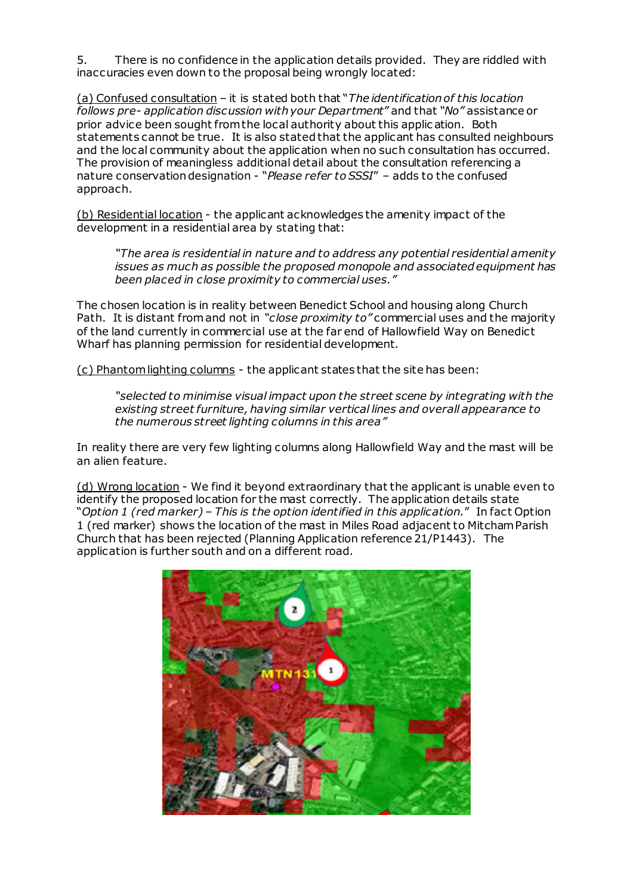5. There is no confidence in the application details provided. They are riddled with inaccuracies even down to the proposal being wrongly located:

<u>(a) Confused consultation</u> – it is stated both that "*The identification of this location follows pre- application discussion with your Department*" and that "*No*" assistance or prior advice been sought from the local authority about this application. Both statements cannot be true. It is also stated that the applicant has consulted neighbours and the local community about the application when no such consultation has occurred. The provision of meaningless additional detail about the consultation referencing a nature conservation designation - "*Please refer to SSSI*" – adds to the confused approach.

<u>(b) Residential location</u> - the applicant acknowledges the amenity impact of the development in a residential area by stating that:

> *"The area is residential in nature and to address any potential residential amenity issues as much as possible the proposed monopole and associated equipment has been placed in close proximity to commercial uses."*

The chosen location is in reality between Benedict School and housing along Church Path. It is distant from and not in *"close proximity to"* commercial uses and the majority of the land currently in commercial use at the far end of Hallowfield Way on Benedict Wharf has planning permission for residential development.

<u>(c) Phantom lighting columns</u> - the applicant states that the site has been:

> *"selected to minimise visual impact upon the street scene by integrating with the existing street furniture, having similar vertical lines and overall appearance to the numerous street lighting columns in this area"*

In reality there are very few lighting columns along Hallowfield Way and the mast will be an alien feature.

<u>(d) Wrong location</u> - We find it beyond extraordinary that the applicant is unable even to identify the proposed location for the mast correctly. The application details state "*Option 1 (red marker) – This is the option identified in this application.*" In fact Option 1 (red marker) shows the location of the mast in Miles Road adjacent to Mitcham Parish Church that has been rejected (Planning Application reference 21/P1443). The application is further south and on a different road.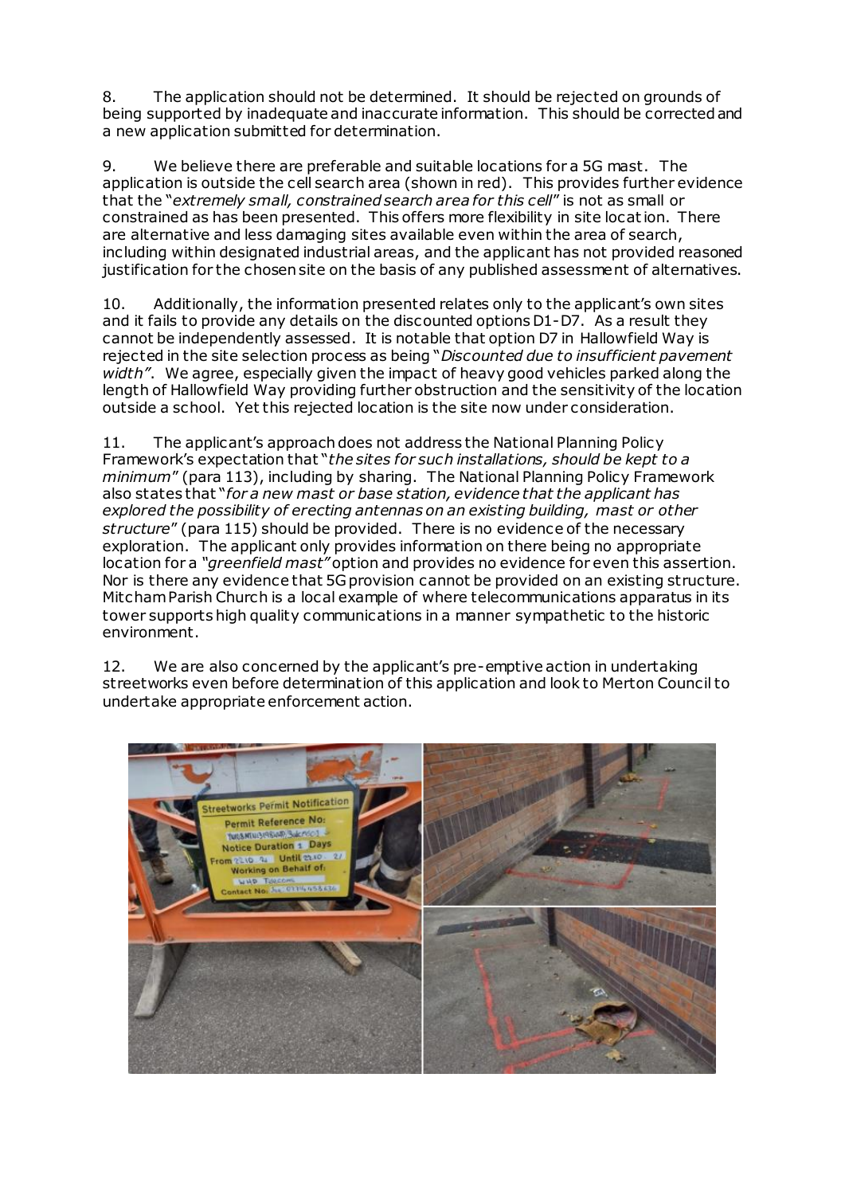8. The application should not be determined. It should be rejected on grounds of being supported by inadequate and inaccurate information. This should be corrected and a new application submitted for determination.

9. We believe there are preferable and suitable locations for a 5G mast. The application is outside the cell search area (shown in red). This provides further evidence that the "*extremely small, constrained search area for this cell*" is not as small or constrained as has been presented. This offers more flexibility in site location. There are alternative and less damaging sites available even within the area of search, including within designated industrial areas, and the applicant has not provided reasoned justification for the chosen site on the basis of any published assessment of alternatives.

10. Additionally, the information presented relates only to the applicant's own sites and it fails to provide any details on the discounted options D1-D7. As a result they cannot be independently assessed. It is notable that option D7 in Hallowfield Way is rejected in the site selection process as being "*Discounted due to insufficient pavement width*". We agree, especially given the impact of heavy good vehicles parked along the length of Hallowfield Way providing further obstruction and the sensitivity of the location outside a school. Yet this rejected location is the site now under consideration.

11. The applicant's approach does not address the National Planning Policy Framework's expectation that "*the sites for such installations, should be kept to a minimum*" (para 113), including by sharing. The National Planning Policy Framework also states that "*for a new mast or base station, evidence that the applicant has explored the possibility of erecting antennas on an existing building, mast or other structure*" (para 115) should be provided. There is no evidence of the necessary exploration. The applicant only provides information on there being no appropriate location for a *"greenfield mast"* option and provides no evidence for even this assertion. Nor is there any evidence that 5G provision cannot be provided on an existing structure. Mitcham Parish Church is a local example of where telecommunications apparatus in its tower supports high quality communications in a manner sympathetic to the historic environment.

12. We are also concerned by the applicant's pre-emptive action in undertaking streetworks even before determination of this application and look to Merton Council to undertake appropriate enforcement action.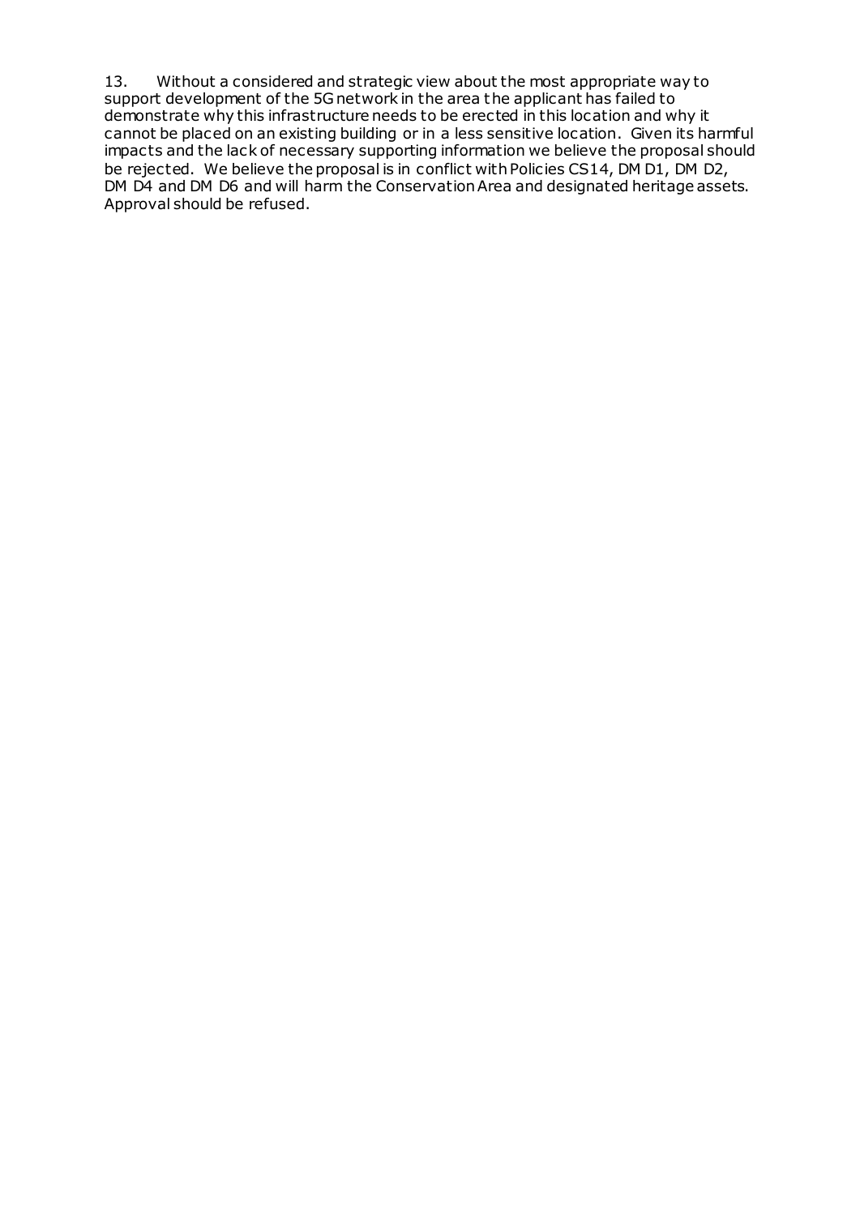13. Without a considered and strategic view about the most appropriate way to support development of the 5G network in the area the applicant has failed to demonstrate why this infrastructure needs to be erected in this location and why it cannot be placed on an existing building or in a less sensitive location. Given its harmful impacts and the lack of necessary supporting information we believe the proposal should be rejected. We believe the proposal is in conflict with Policies CS14, DM D1, DM D2, DM D4 and DM D6 and will harm the Conservation Area and designated heritage assets. Approval should be refused.